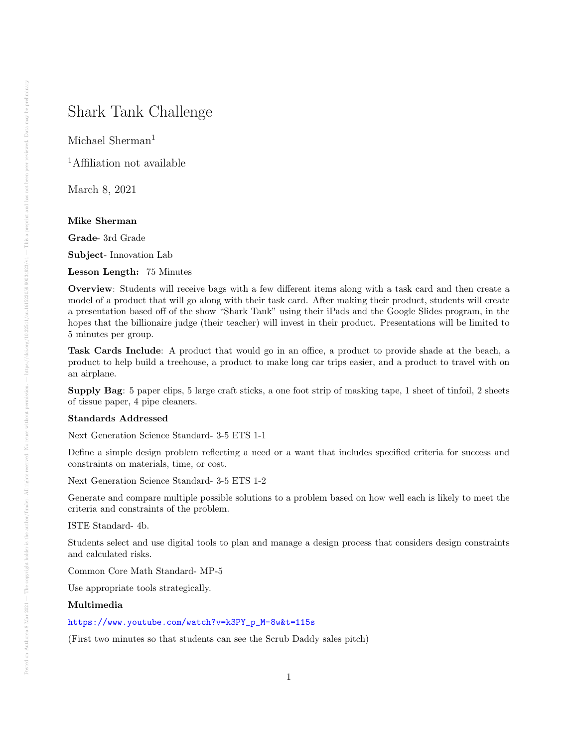# Shark Tank Challenge

Michael Sherman[1]

[1]Affiliation not available

March 8, 2021

**Mike Sherman**

**Grade**- 3rd Grade

**Subject**- Innovation Lab

**Lesson Length:** 75 Minutes

**Overview**: Students will receive bags with a few different items along with a task card and then create a model of a product that will go along with their task card. After making their product, students will create a presentation based off of the show "Shark Tank" using their iPads and the Google Slides program, in the hopes that the billionaire judge (their teacher) will invest in their product. Presentations will be limited to 5 minutes per group.

**Task Cards Include**: A product that would go in an office, a product to provide shade at the beach, a product to help build a treehouse, a product to make long car trips easier, and a product to travel with on an airplane.

**Supply Bag**: 5 paper clips, 5 large craft sticks, a one foot strip of masking tape, 1 sheet of tinfoil, 2 sheets of tissue paper, 4 pipe cleaners.

**Standards Addressed**

Next Generation Science Standard- 3-5 ETS 1-1

Define a simple design problem reflecting a need or a want that includes specified criteria for success and constraints on materials, time, or cost.

Next Generation Science Standard- 3-5 ETS 1-2

Generate and compare multiple possible solutions to a problem based on how well each is likely to meet the criteria and constraints of the problem.

ISTE Standard- 4b.

Students select and use digital tools to plan and manage a design process that considers design constraints and calculated risks.

Common Core Math Standard- MP-5

Use appropriate tools strategically.

**Multimedia**

https://www.youtube.com/watch?v=k3PY_p_M-8w&t=115s

(First two minutes so that students can see the Scrub Daddy sales pitch)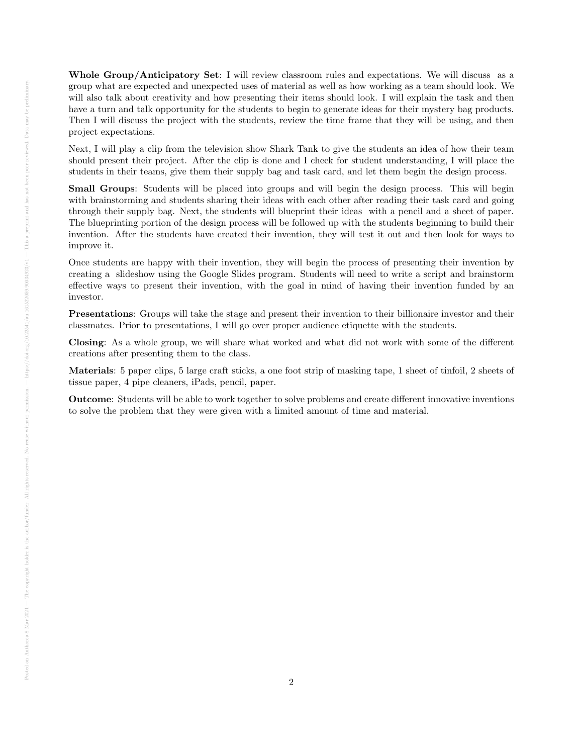**Whole Group/Anticipatory Set**: I will review classroom rules and expectations. We will discuss as a group what are expected and unexpected uses of material as well as how working as a team should look. We will also talk about creativity and how presenting their items should look. I will explain the task and then have a turn and talk opportunity for the students to begin to generate ideas for their mystery bag products. Then I will discuss the project with the students, review the time frame that they will be using, and then project expectations.

Next, I will play a clip from the television show Shark Tank to give the students an idea of how their team should present their project. After the clip is done and I check for student understanding, I will place the students in their teams, give them their supply bag and task card, and let them begin the design process.

**Small Groups**: Students will be placed into groups and will begin the design process. This will begin with brainstorming and students sharing their ideas with each other after reading their task card and going through their supply bag. Next, the students will blueprint their ideas with a pencil and a sheet of paper. The blueprinting portion of the design process will be followed up with the students beginning to build their invention. After the students have created their invention, they will test it out and then look for ways to improve it.

Once students are happy with their invention, they will begin the process of presenting their invention by creating a slideshow using the Google Slides program. Students will need to write a script and brainstorm effective ways to present their invention, with the goal in mind of having their invention funded by an investor.

**Presentations**: Groups will take the stage and present their invention to their billionaire investor and their classmates. Prior to presentations, I will go over proper audience etiquette with the students.

**Closing**: As a whole group, we will share what worked and what did not work with some of the different creations after presenting them to the class.

**Materials**: 5 paper clips, 5 large craft sticks, a one foot strip of masking tape, 1 sheet of tinfoil, 2 sheets of tissue paper, 4 pipe cleaners, iPads, pencil, paper.

**Outcome**: Students will be able to work together to solve problems and create different innovative inventions to solve the problem that they were given with a limited amount of time and material.